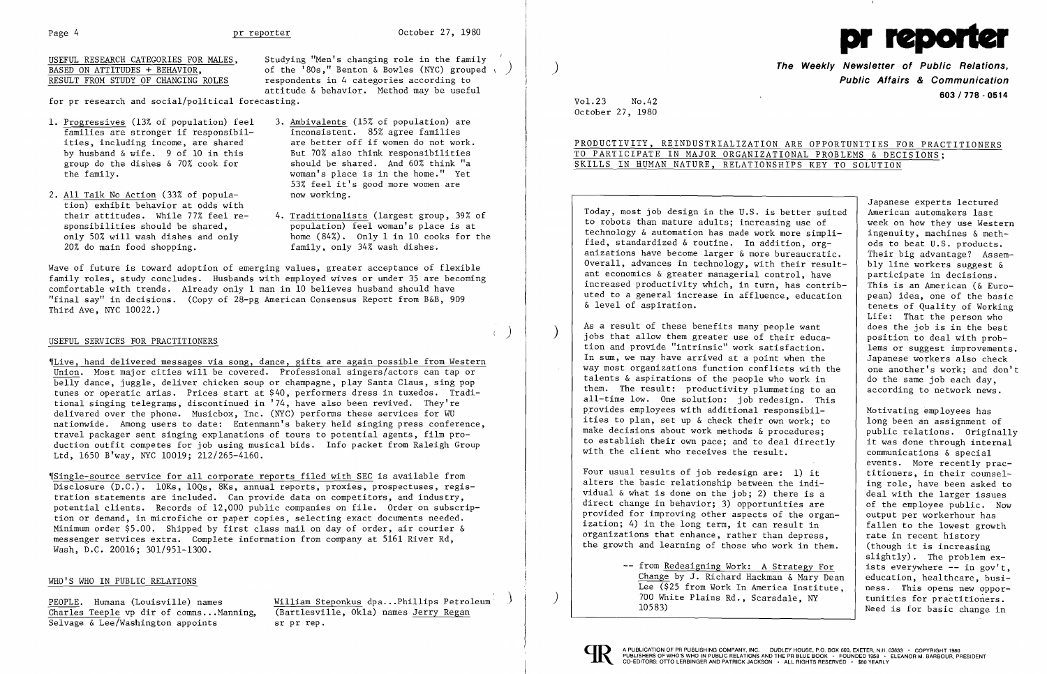## USEFUL RESEARCH CATEGORIES FOR MALES, BASED ON ATTITUDES + BEHAVIOR, RESULT FROM STUDY OF CHANGING ROLES

Studying "Men's changing role in the family of the '80s," Benton & Bowles (NYC) grouped respondents in 4 categories according to attitude & behavior. Method may be useful for pr research and social/political forecasting.

1. Progressives (13% of population) feel families are stronger if responsibilities, including income, are shared by husband & wife. 9 of 10 in this group do the dishes & 70% cook for the family.
2. All Talk No Action (33% of population) exhibit behavior at odds with their attitudes. While 77% feel responsibilities should be shared, only 50% will wash dishes and only 20% do main food shopping.
3. Ambivalents (15% of population) are inconsistent. 85% agree families are better off if women do not work. But 70% also think responsibilities should be shared. And 60% think "a woman's place is in the home." Yet 53% feel it's good more women are now working.
4. Traditionalists (largest group, 39% of population) feel woman's place is at home (84%). Only 1 in 10 cooks for the family, only 34% wash dishes.

Wave of future is toward adoption of emerging values, greater acceptance of flexible family roles, study concludes. Husbands with employed wives or under 35 are becoming comfortable with trends. Already only 1 man in 10 believes husband should have "final say" in decisions. (Copy of 28-pg American Consensus Report from B&B, 909 Third Ave, NYC 10022.)

## USEFUL SERVICES FOR PRACTITIONERS

¶Live, hand delivered messages via song, dance, gifts are again possible from Western Union. Most major cities will be covered. Professional singers/actors can tap or belly dance, juggle, deliver chicken soup or champagne, play Santa Claus, sing pop tunes or operatic arias. Prices start at $40, performers dress in tuxedos. Traditional singing telegrams, discontinued in '74, have also been revived. They're delivered over the phone. Musicbox, Inc. (NYC) performs these services for WU nationwide. Among users to date: Entenmann's bakery held singing press conference, travel packager sent singing explanations of tours to potential agents, film production outfit competes for job using musical bids. Info packet from Raleigh Group Ltd, 1650 B'way, NYC 10019; 212/265-4160.

¶Single-source service for all corporate reports filed with SEC is available from Disclosure (D.C.). 10Ks, 10Qs, 8Ks, annual reports, proxies, prospectuses, registration statements are included. Can provide data on competitors, and industry, potential clients. Records of 12,000 public companies on file. Order on subscription or demand, in microfiche or paper copies, selecting exact documents needed. Minimum order $5.00. Shipped by first class mail on day of order, air courier & messenger services extra. Complete information from company at 5161 River Rd, Wash, D.C. 20016; 301/951-1300.

## WHO'S WHO IN PUBLIC RELATIONS

PEOPLE. Humana (Louisville) names Charles Teeple vp dir of comns...Manning, Selvage & Lee/Washington appoints William Steponkus dpa...Phillips Petroleum (Bartlesville, Okla) names Jerry Regan sr pr rep.

# pr reporter

**The Weekly Newsletter of Public Relations, Public Affairs & Communication**

603 / 778 - 0514

Vol.23 No.42
October 27, 1980

## PRODUCTIVITY, REINDUSTRIALIZATION ARE OPPORTUNITIES FOR PRACTITIONERS TO PARTICIPATE IN MAJOR ORGANIZATIONAL PROBLEMS & DECISIONS; SKILLS IN HUMAN NATURE, RELATIONSHIPS KEY TO SOLUTION

> Today, most job design in the U.S. is better suited to robots than mature adults; increasing use of technology & automation has made work more simplified, standardized & routine. In addition, organizations have become larger & more bureaucratic. Overall, advances in technology, with their resultant economics & greater managerial control, have increased productivity which, in turn, has contributed to a general increase in affluence, education & level of aspiration.
>
> As a result of these benefits many people want jobs that allow them greater use of their education and provide "intrinsic" work satisfaction. In sum, we may have arrived at a point when the way most organizations function conflicts with the talents & aspirations of the people who work in them. The result: productivity plummeting to an all-time low. One solution: job redesign. This provides employees with additional responsibilities to plan, set up & check their own work; to make decisions about work methods & procedures; to establish their own pace; and to deal directly with the client who receives the result.
>
> Four usual results of job redesign are: 1) it alters the basic relationship between the individual & what is done on the job; 2) there is a direct change in behavior; 3) opportunities are provided for improving other aspects of the organization; 4) in the long term, it can result in organizations that enhance, rather than depress, the growth and learning of those who work in them.
>
> -- from Redesigning Work: A Strategy For Change by J. Richard Hackman & Mary Dean Lee ($25 from Work In America Institute, 700 White Plains Rd., Scarsdale, NY 10583)

Japanese experts lectured American automakers last week on how they use Western ingenuity, machines & methods to beat U.S. products. Their big advantage? Assembly line workers suggest & participate in decisions. This is an American (& European) idea, one of the basic tenets of Quality of Working Life: That the person who does the job is in the best position to deal with problems or suggest improvements. Japanese workers also check one another's work; and don't do the same job each day, according to network news.

Motivating employees has long been an assignment of public relations. Originally it was done through internal communications & special events. More recently practitioners, in their counseling role, have been asked to deal with the larger issues of the employee public. Now output per workerhour has fallen to the lowest growth rate in recent history (though it is increasing slightly). The problem exists everywhere -- in gov't, education, healthcare, business. This opens new opportunities for practitioners. Need is for basic change in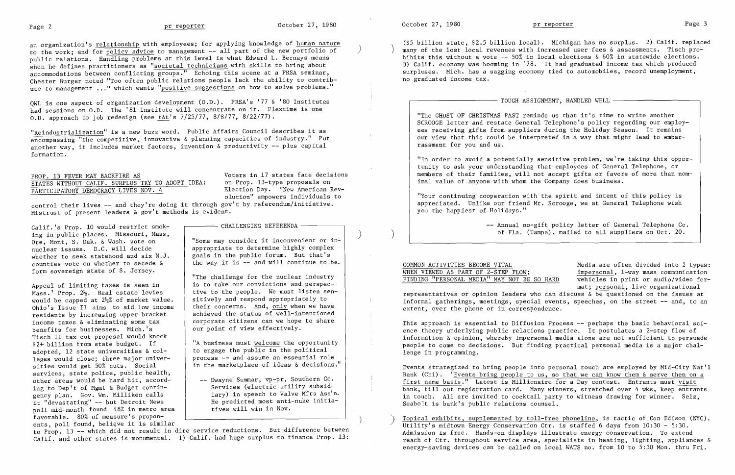an organization's relationship with employees; for applying knowledge of human nature to the work; and for policy advice to management -- all part of the new portfolio of public relations. Handling problems at this level is what Edward L. Bernays means when he defines practitioners as "societal technicians with skills to bring about accommodations between conflicting groups." Echoing this scene at a PRSA seminar, Chester Burger noted "Too often public relations people lack the ability to contribute to management ..." which wants "positive suggestions on how to solve problems."

QWL is one aspect of organization development (O.D.). PRSA's '77 & '80 Institutes had sessions on O.D. The '81 Institute will concentrate on it. Flextime is one O.D. approach to job redesign (see t&t's 7/25/77, 8/8/77, 8/22/77).

"Reindustrialization" is a new buzz word. Public Affairs Council describes it as encompassing "the competitive, innovative & planning capacities of industry." Put another way, it includes market factors, invention & productivity -- plus capital formation.

## PROP. 13 FEVER MAY BACKFIRE AS STATES WITHOUT CALIF. SURPLUS TRY TO ADOPT IDEA; PARTICIPATORY DEMOCRACY LIVES NOV. 4

Voters in 17 states face decisions on Prop. 13-type proposals on Election Day. "New American Revolution" empowers individuals to control their lives -- and they're doing it through gov't by referendum/initiative. Mistrust of present leaders & gov't methods is evident.

Calif.'s Prop. 10 would restrict smoking in public places. Missouri, Mass, Ore, Mont, S. Dak. & Wash. vote on nuclear issues. D.C. will decide whether to seek statehood and six N.J. counties vote on whether to secede & form sovereign state of S. Jersey.

Appeal of limiting taxes is seen in Mass.' Prop. 2½. Real estate levies would be capped at 2½% of market value. Ohio's Issue II aims to aid low income residents by increasing upper bracket income taxes & eliminating some tax benefits for businesses. Mich.'s Tisch II tax cut proposal would knock \$2+ billion from state budget. If adopted, 12 state universities & colleges would close; three major universities would get 50% cuts. Social services, state police, public health, other areas would be hard hit, according to Dep't of Mgmt & Budget contingency plan. Gov. Wm. Milliken calls it "devastating" -- but Detroit News poll mid-month found 48% in metro area favorable. 80% of measure's proponents, poll found, believe it is similar to Prop. 13 -- which did not result in dire service reductions. But difference between Calif. and other states is monumental. 1) Calif. had huge surplus to finance Prop. 13: (\$5 billion state, \$2.5 billion local). Michigan has no surplus. 2) Calif. replaced many of the lost local revenues with increased user fees & assessments. Tisch prohibits this without a vote -- 50% in local elections & 60% in statewide elections. 3) Calif. economy was booming in '78. It had graduated income tax which produced surpluses. Mich. has a sagging economy tied to automobiles, record unemployment, no graduated income tax.

### CHALLENGING REFERENDA

"Some may consider it inconvenient or inappropriate to determine highly complex goals in the public forum. But that's the way it is -- and will continue to be.

"The challenge for the nuclear industry is to take our convictions and perspective to the people. We must listen sensitively and respond appropriately to their concerns. And, only when we have achieved the status of well-intentioned corporate citizens can we hope to share our point of view effectively.

"A business must welcome the opportunity to engage the public in the political process -- and assume an essential role in the marketplace of ideas & decisions."

-- Dwayne Summar, vp-pr, Southern Co. Services (electric utility subsidiary) in speech to Valve Mfrs Ass'n. He predicted most anti-nuke initiatives will win in Nov.

### TOUGH ASSIGNMENT, HANDLED WELL

"The GHOST OF CHRISTMAS PAST reminds us that it's time to write another SCROOGE letter and restate General Telephone's policy regarding our employees receiving gifts from suppliers during the Holiday Season. It remains our view that this could be interpreted in a way that might lead to embarrassment for you and us.

"In order to avoid a potentially sensitive problem, we're taking this opportunity to ask your understanding that employees of General Telephone, or members of their families, will not accept gifts or favors of more than nominal value of anyone with whom the Company does business.

"Your continuing cooperation with the spirit and intent of this policy is appreciated. Unlike our friend Mr. Scrooge, we at General Telephone wish you the happiest of Holidays."

-- Annual no-gift policy letter of General Telephone Co. of Fla. (Tampa), mailed to all suppliers on Oct. 20.

## COMMON ACTIVITIES BECOME VITAL WHEN VIEWED AS PART OF 2-STEP FLOW; FINDING "PERSONAL MEDIA" MAY NOT BE SO HARD

Media are often divided into 2 types: impersonal, 1-way mass communication vehicles in print or audio/video format; personal, live organizational representatives or opinion leaders who can discuss & be questioned on the issues at informal gatherings, meetings, special events, speeches, on the street -- and, to an extent, over the phone or in correspondence.

This approach is essential to Diffusion Process -- perhaps the basic behavioral science theory underlying public relations practice. It postulates a 2-step flow of information & opinion, whereby impersonal media alone are not sufficient to persuade people to come to decisions. But finding practical personal media is a major challenge in programming.

Events strategized to bring people into personal touch are employed by Mid-City Nat'l Bank (Chi). "Events bring people to us, so that we can know them & serve them on a first name basis." Latest is Millionaire for a Day contest. Entrants must visit bank, fill out registration card. Many winners, stretched over 4 wks, keep entrants in touch. All are invited to cocktail party to witness drawing for winner. Selz, Seabolt is bank's public relations counsel.

Topical exhibits, supplemented by toll-free phoneline, is tactic of Con Edison (NYC). Utility's midtown Energy Conservation Ctr. is staffed 6 days from 10:30 - 5:30. Admission is free. Hands-on displays illustrate energy conservation. To extend reach of Ctr. throughout service area, specialists in heating, lighting, appliances & energy-saving devices can be called on local WATS no. from 10 to 5:30 Mon. thru Fri.